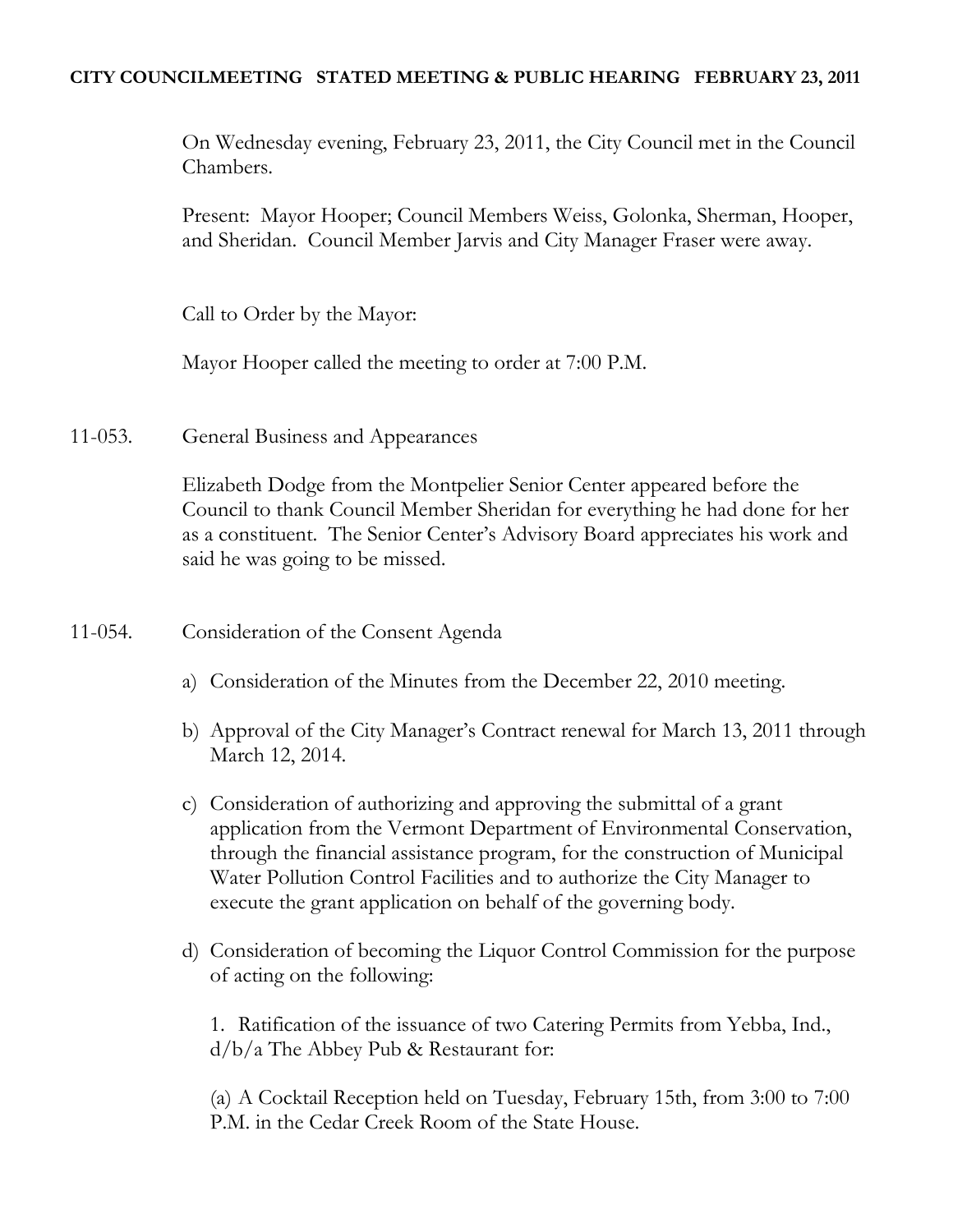**CITY COUNCILMEETING STATED MEETING & PUBLIC HEARING FEBRUARY 23, 2011**

On Wednesday evening, February 23, 2011, the City Council met in the Council Chambers.

Present: Mayor Hooper; Council Members Weiss, Golonka, Sherman, Hooper, and Sheridan. Council Member Jarvis and City Manager Fraser were away.

Call to Order by the Mayor:

Mayor Hooper called the meeting to order at 7:00 P.M.

11-053. General Business and Appearances

Elizabeth Dodge from the Montpelier Senior Center appeared before the Council to thank Council Member Sheridan for everything he had done for her as a constituent. The Senior Center's Advisory Board appreciates his work and said he was going to be missed.

11-054. Consideration of the Consent Agenda

a) Consideration of the Minutes from the December 22, 2010 meeting.

b) Approval of the City Manager's Contract renewal for March 13, 2011 through March 12, 2014.

c) Consideration of authorizing and approving the submittal of a grant application from the Vermont Department of Environmental Conservation, through the financial assistance program, for the construction of Municipal Water Pollution Control Facilities and to authorize the City Manager to execute the grant application on behalf of the governing body.

d) Consideration of becoming the Liquor Control Commission for the purpose of acting on the following:

1. Ratification of the issuance of two Catering Permits from Yebba, Ind., d/b/a The Abbey Pub & Restaurant for:

(a) A Cocktail Reception held on Tuesday, February 15th, from 3:00 to 7:00 P.M. in the Cedar Creek Room of the State House.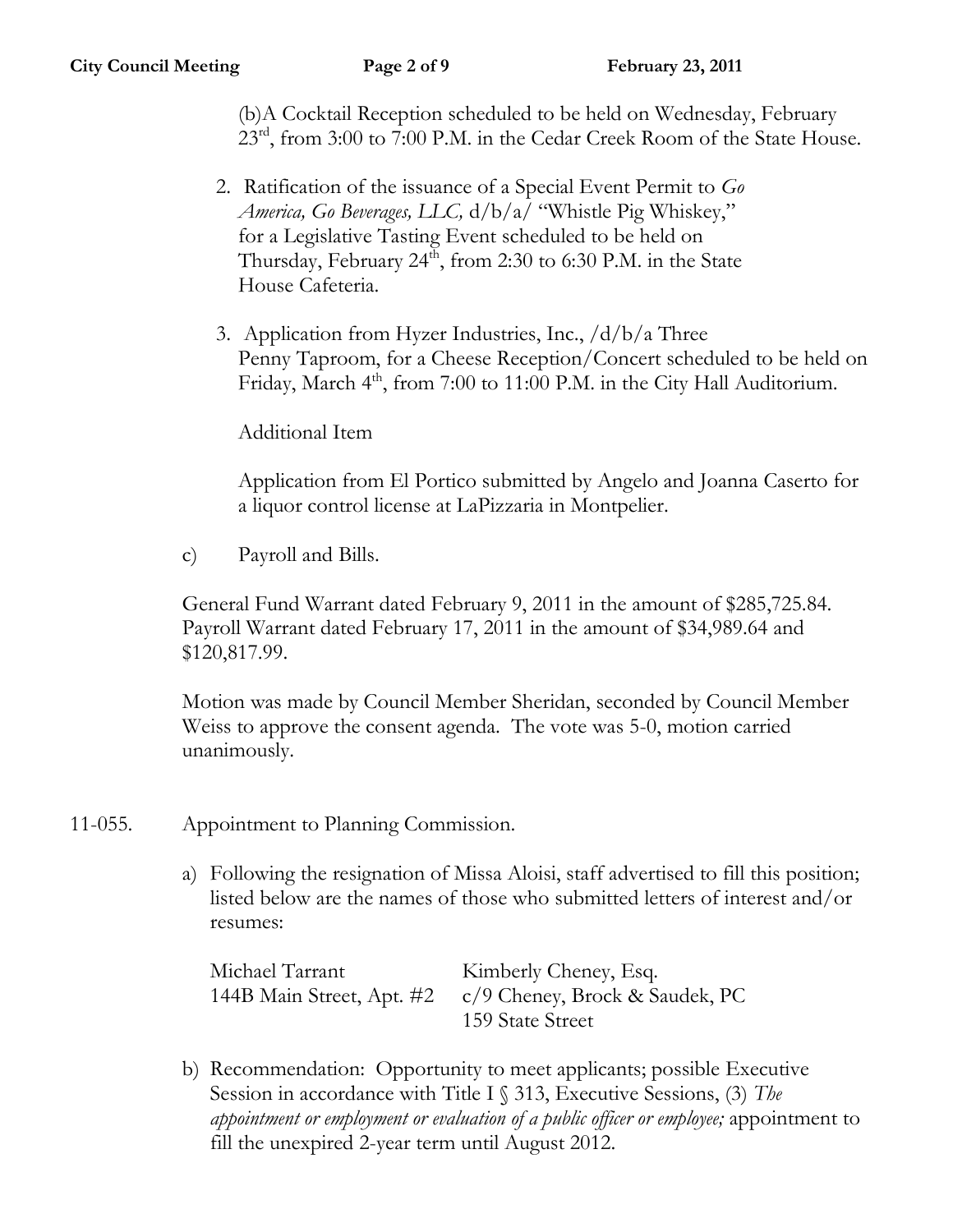(b)A Cocktail Reception scheduled to be held on Wednesday, February 23rd, from 3:00 to 7:00 P.M. in the Cedar Creek Room of the State House.

2. Ratification of the issuance of a Special Event Permit to *Go America, Go Beverages, LLC,* d/b/a/ "Whistle Pig Whiskey," for a Legislative Tasting Event scheduled to be held on Thursday, February 24th, from 2:30 to 6:30 P.M. in the State House Cafeteria.

3. Application from Hyzer Industries, Inc., /d/b/a Three Penny Taproom, for a Cheese Reception/Concert scheduled to be held on Friday, March 4th, from 7:00 to 11:00 P.M. in the City Hall Auditorium.

Additional Item

Application from El Portico submitted by Angelo and Joanna Caserto for a liquor control license at LaPizzaria in Montpelier.

c) Payroll and Bills.

General Fund Warrant dated February 9, 2011 in the amount of $285,725.84. Payroll Warrant dated February 17, 2011 in the amount of $34,989.64 and $120,817.99.

Motion was made by Council Member Sheridan, seconded by Council Member Weiss to approve the consent agenda. The vote was 5-0, motion carried unanimously.

11-055. Appointment to Planning Commission.

a) Following the resignation of Missa Aloisi, staff advertised to fill this position; listed below are the names of those who submitted letters of interest and/or resumes:

| | |
|---|---|
| Michael Tarrant | Kimberly Cheney, Esq. |
| 144B Main Street, Apt. #2 | c/9 Cheney, Brock & Saudek, PC |
| | 159 State Street |

b) Recommendation: Opportunity to meet applicants; possible Executive Session in accordance with Title I § 313, Executive Sessions, (3) *The appointment or employment or evaluation of a public officer or employee;* appointment to fill the unexpired 2-year term until August 2012.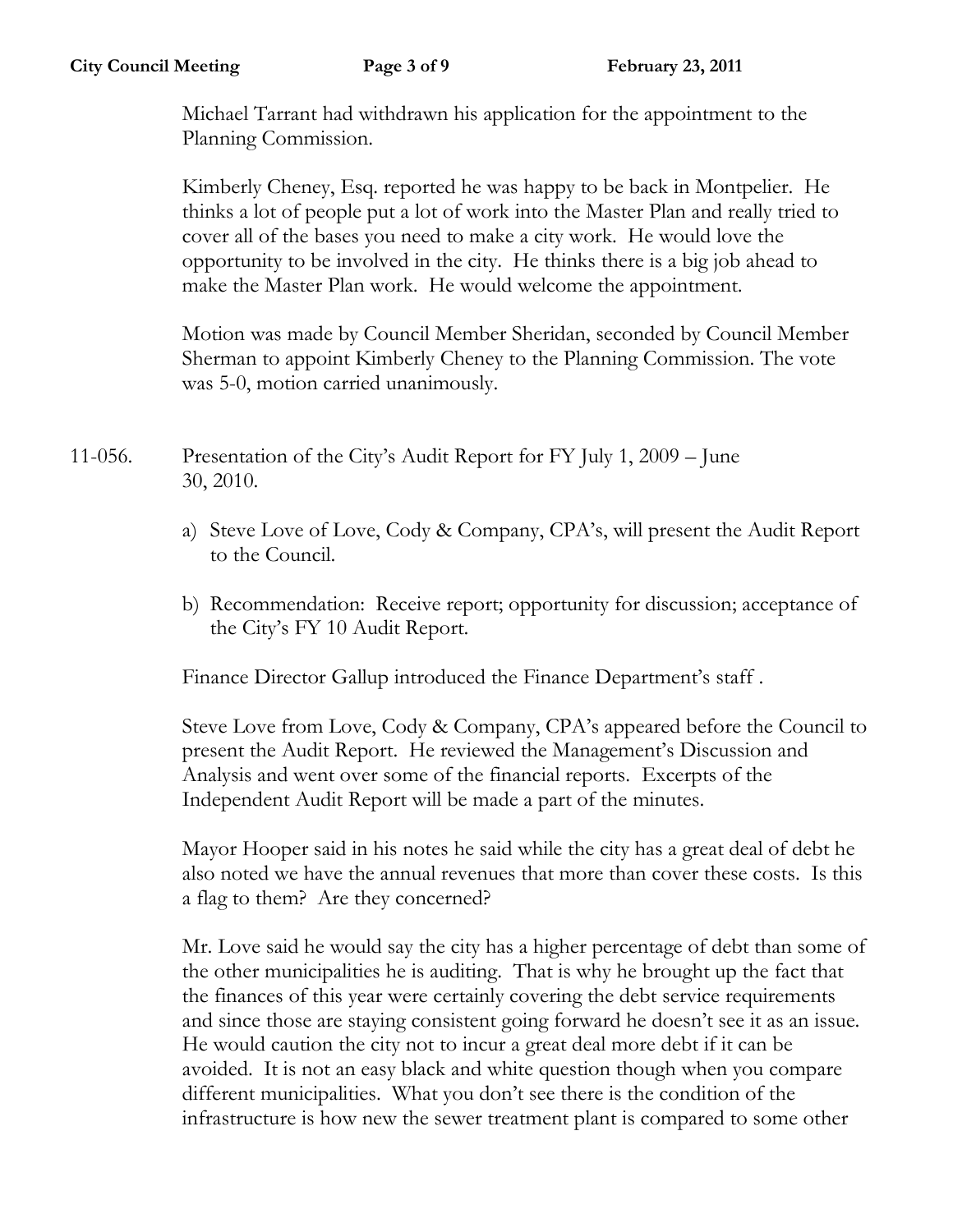Michael Tarrant had withdrawn his application for the appointment to the Planning Commission.

Kimberly Cheney, Esq. reported he was happy to be back in Montpelier. He thinks a lot of people put a lot of work into the Master Plan and really tried to cover all of the bases you need to make a city work. He would love the opportunity to be involved in the city. He thinks there is a big job ahead to make the Master Plan work. He would welcome the appointment.

Motion was made by Council Member Sheridan, seconded by Council Member Sherman to appoint Kimberly Cheney to the Planning Commission. The vote was 5-0, motion carried unanimously.

11-056. Presentation of the City's Audit Report for FY July 1, 2009 – June 30, 2010.

a) Steve Love of Love, Cody & Company, CPA's, will present the Audit Report to the Council.

b) Recommendation: Receive report; opportunity for discussion; acceptance of the City's FY 10 Audit Report.

Finance Director Gallup introduced the Finance Department's staff .

Steve Love from Love, Cody & Company, CPA's appeared before the Council to present the Audit Report. He reviewed the Management's Discussion and Analysis and went over some of the financial reports. Excerpts of the Independent Audit Report will be made a part of the minutes.

Mayor Hooper said in his notes he said while the city has a great deal of debt he also noted we have the annual revenues that more than cover these costs. Is this a flag to them? Are they concerned?

Mr. Love said he would say the city has a higher percentage of debt than some of the other municipalities he is auditing. That is why he brought up the fact that the finances of this year were certainly covering the debt service requirements and since those are staying consistent going forward he doesn't see it as an issue. He would caution the city not to incur a great deal more debt if it can be avoided. It is not an easy black and white question though when you compare different municipalities. What you don't see there is the condition of the infrastructure is how new the sewer treatment plant is compared to some other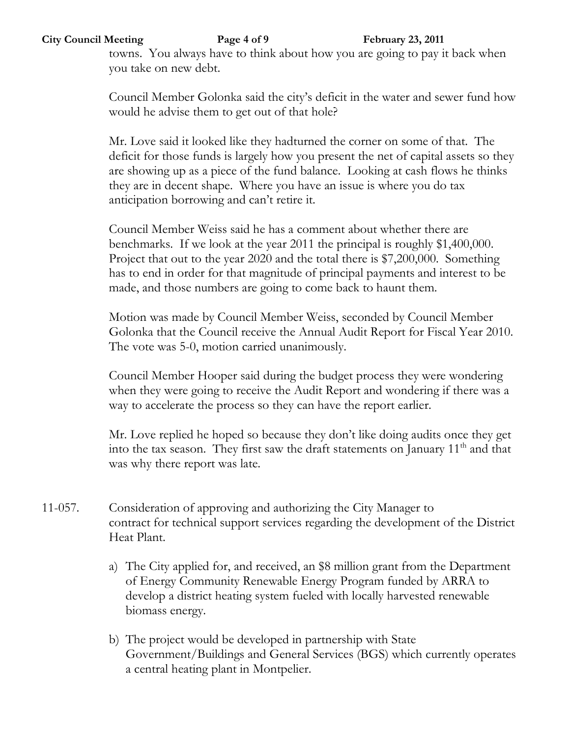towns. You always have to think about how you are going to pay it back when you take on new debt.

Council Member Golonka said the city's deficit in the water and sewer fund how would he advise them to get out of that hole?

Mr. Love said it looked like they hadturned the corner on some of that. The deficit for those funds is largely how you present the net of capital assets so they are showing up as a piece of the fund balance. Looking at cash flows he thinks they are in decent shape. Where you have an issue is where you do tax anticipation borrowing and can't retire it.

Council Member Weiss said he has a comment about whether there are benchmarks. If we look at the year 2011 the principal is roughly $1,400,000. Project that out to the year 2020 and the total there is $7,200,000. Something has to end in order for that magnitude of principal payments and interest to be made, and those numbers are going to come back to haunt them.

Motion was made by Council Member Weiss, seconded by Council Member Golonka that the Council receive the Annual Audit Report for Fiscal Year 2010. The vote was 5-0, motion carried unanimously.

Council Member Hooper said during the budget process they were wondering when they were going to receive the Audit Report and wondering if there was a way to accelerate the process so they can have the report earlier.

Mr. Love replied he hoped so because they don't like doing audits once they get into the tax season. They first saw the draft statements on January 11th and that was why there report was late.

11-057. Consideration of approving and authorizing the City Manager to contract for technical support services regarding the development of the District Heat Plant.

a) The City applied for, and received, an $8 million grant from the Department of Energy Community Renewable Energy Program funded by ARRA to develop a district heating system fueled with locally harvested renewable biomass energy.

b) The project would be developed in partnership with State Government/Buildings and General Services (BGS) which currently operates a central heating plant in Montpelier.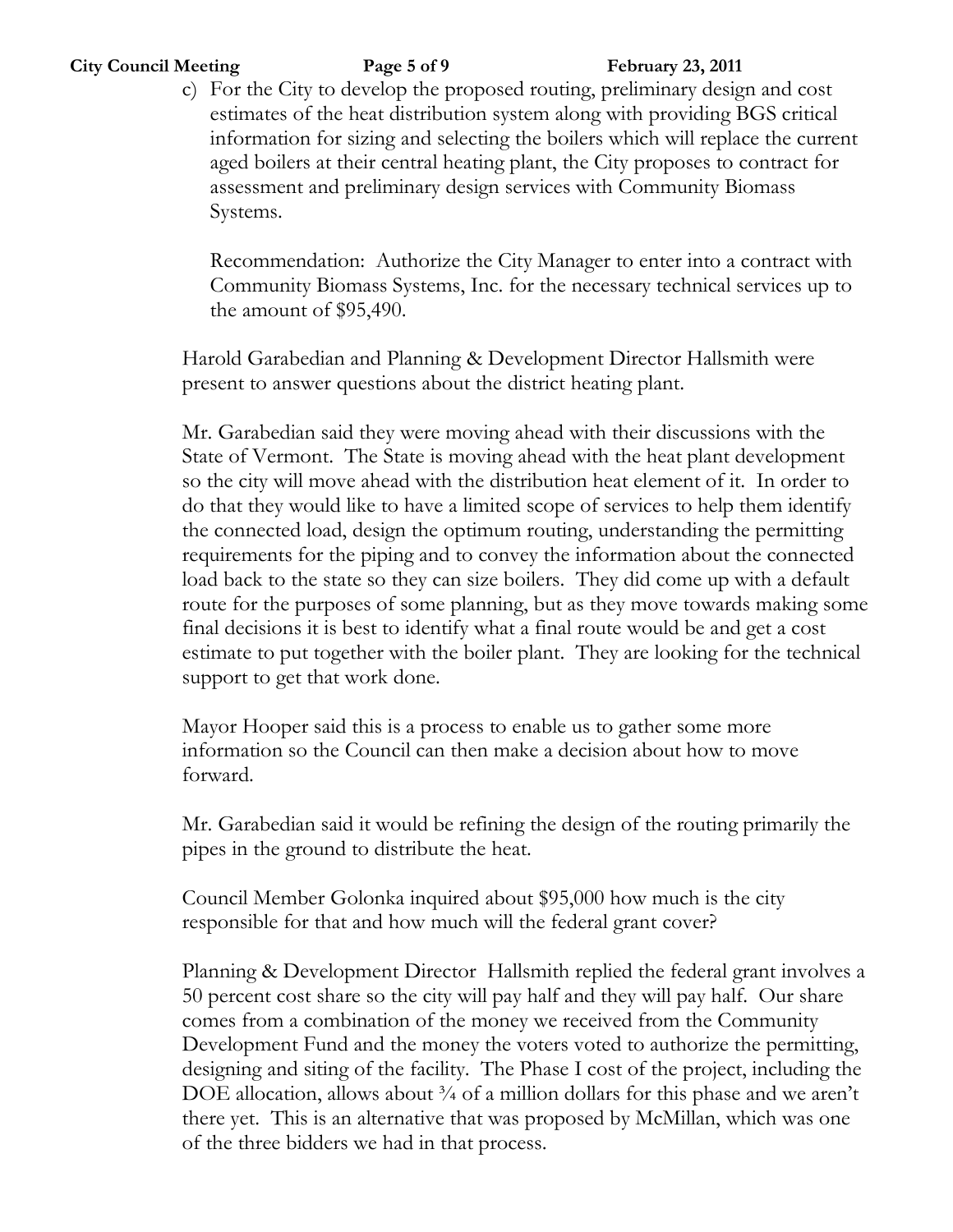c) For the City to develop the proposed routing, preliminary design and cost estimates of the heat distribution system along with providing BGS critical information for sizing and selecting the boilers which will replace the current aged boilers at their central heating plant, the City proposes to contract for assessment and preliminary design services with Community Biomass Systems.

   Recommendation: Authorize the City Manager to enter into a contract with Community Biomass Systems, Inc. for the necessary technical services up to the amount of $95,490.

Harold Garabedian and Planning & Development Director Hallsmith were present to answer questions about the district heating plant.

Mr. Garabedian said they were moving ahead with their discussions with the State of Vermont. The State is moving ahead with the heat plant development so the city will move ahead with the distribution heat element of it. In order to do that they would like to have a limited scope of services to help them identify the connected load, design the optimum routing, understanding the permitting requirements for the piping and to convey the information about the connected load back to the state so they can size boilers. They did come up with a default route for the purposes of some planning, but as they move towards making some final decisions it is best to identify what a final route would be and get a cost estimate to put together with the boiler plant. They are looking for the technical support to get that work done.

Mayor Hooper said this is a process to enable us to gather some more information so the Council can then make a decision about how to move forward.

Mr. Garabedian said it would be refining the design of the routing primarily the pipes in the ground to distribute the heat.

Council Member Golonka inquired about $95,000 how much is the city responsible for that and how much will the federal grant cover?

Planning & Development Director Hallsmith replied the federal grant involves a 50 percent cost share so the city will pay half and they will pay half. Our share comes from a combination of the money we received from the Community Development Fund and the money the voters voted to authorize the permitting, designing and siting of the facility. The Phase I cost of the project, including the DOE allocation, allows about ¾ of a million dollars for this phase and we aren't there yet. This is an alternative that was proposed by McMillan, which was one of the three bidders we had in that process.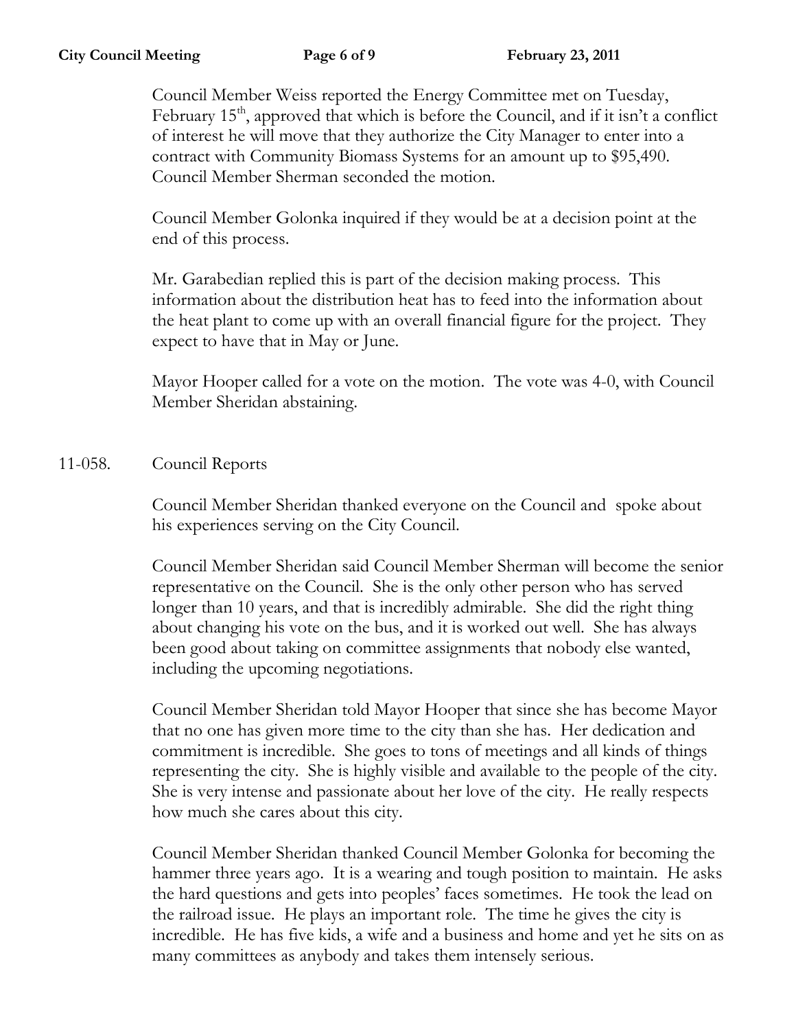Council Member Weiss reported the Energy Committee met on Tuesday, February 15th, approved that which is before the Council, and if it isn't a conflict of interest he will move that they authorize the City Manager to enter into a contract with Community Biomass Systems for an amount up to $95,490. Council Member Sherman seconded the motion.

Council Member Golonka inquired if they would be at a decision point at the end of this process.

Mr. Garabedian replied this is part of the decision making process. This information about the distribution heat has to feed into the information about the heat plant to come up with an overall financial figure for the project. They expect to have that in May or June.

Mayor Hooper called for a vote on the motion. The vote was 4-0, with Council Member Sheridan abstaining.

11-058. Council Reports

Council Member Sheridan thanked everyone on the Council and spoke about his experiences serving on the City Council.

Council Member Sheridan said Council Member Sherman will become the senior representative on the Council. She is the only other person who has served longer than 10 years, and that is incredibly admirable. She did the right thing about changing his vote on the bus, and it is worked out well. She has always been good about taking on committee assignments that nobody else wanted, including the upcoming negotiations.

Council Member Sheridan told Mayor Hooper that since she has become Mayor that no one has given more time to the city than she has. Her dedication and commitment is incredible. She goes to tons of meetings and all kinds of things representing the city. She is highly visible and available to the people of the city. She is very intense and passionate about her love of the city. He really respects how much she cares about this city.

Council Member Sheridan thanked Council Member Golonka for becoming the hammer three years ago. It is a wearing and tough position to maintain. He asks the hard questions and gets into peoples' faces sometimes. He took the lead on the railroad issue. He plays an important role. The time he gives the city is incredible. He has five kids, a wife and a business and home and yet he sits on as many committees as anybody and takes them intensely serious.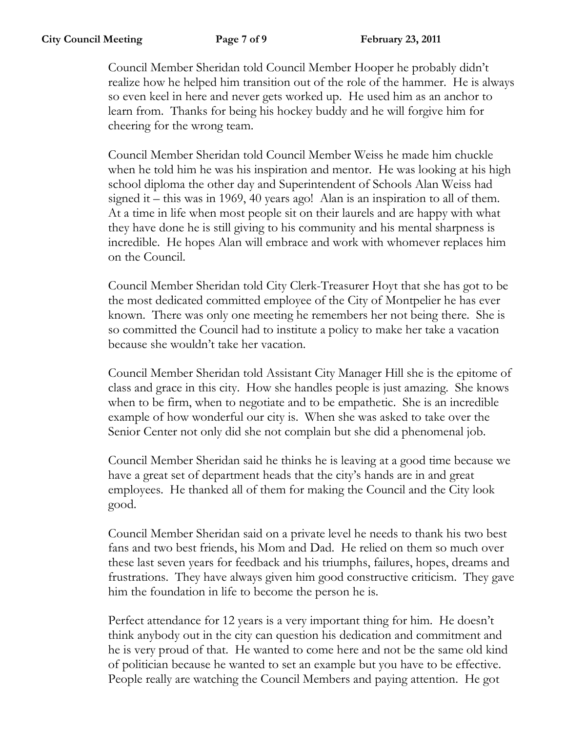Council Member Sheridan told Council Member Hooper he probably didn't realize how he helped him transition out of the role of the hammer. He is always so even keel in here and never gets worked up. He used him as an anchor to learn from. Thanks for being his hockey buddy and he will forgive him for cheering for the wrong team.

Council Member Sheridan told Council Member Weiss he made him chuckle when he told him he was his inspiration and mentor. He was looking at his high school diploma the other day and Superintendent of Schools Alan Weiss had signed it – this was in 1969, 40 years ago! Alan is an inspiration to all of them. At a time in life when most people sit on their laurels and are happy with what they have done he is still giving to his community and his mental sharpness is incredible. He hopes Alan will embrace and work with whomever replaces him on the Council.

Council Member Sheridan told City Clerk-Treasurer Hoyt that she has got to be the most dedicated committed employee of the City of Montpelier he has ever known. There was only one meeting he remembers her not being there. She is so committed the Council had to institute a policy to make her take a vacation because she wouldn't take her vacation.

Council Member Sheridan told Assistant City Manager Hill she is the epitome of class and grace in this city. How she handles people is just amazing. She knows when to be firm, when to negotiate and to be empathetic. She is an incredible example of how wonderful our city is. When she was asked to take over the Senior Center not only did she not complain but she did a phenomenal job.

Council Member Sheridan said he thinks he is leaving at a good time because we have a great set of department heads that the city's hands are in and great employees. He thanked all of them for making the Council and the City look good.

Council Member Sheridan said on a private level he needs to thank his two best fans and two best friends, his Mom and Dad. He relied on them so much over these last seven years for feedback and his triumphs, failures, hopes, dreams and frustrations. They have always given him good constructive criticism. They gave him the foundation in life to become the person he is.

Perfect attendance for 12 years is a very important thing for him. He doesn't think anybody out in the city can question his dedication and commitment and he is very proud of that. He wanted to come here and not be the same old kind of politician because he wanted to set an example but you have to be effective. People really are watching the Council Members and paying attention. He got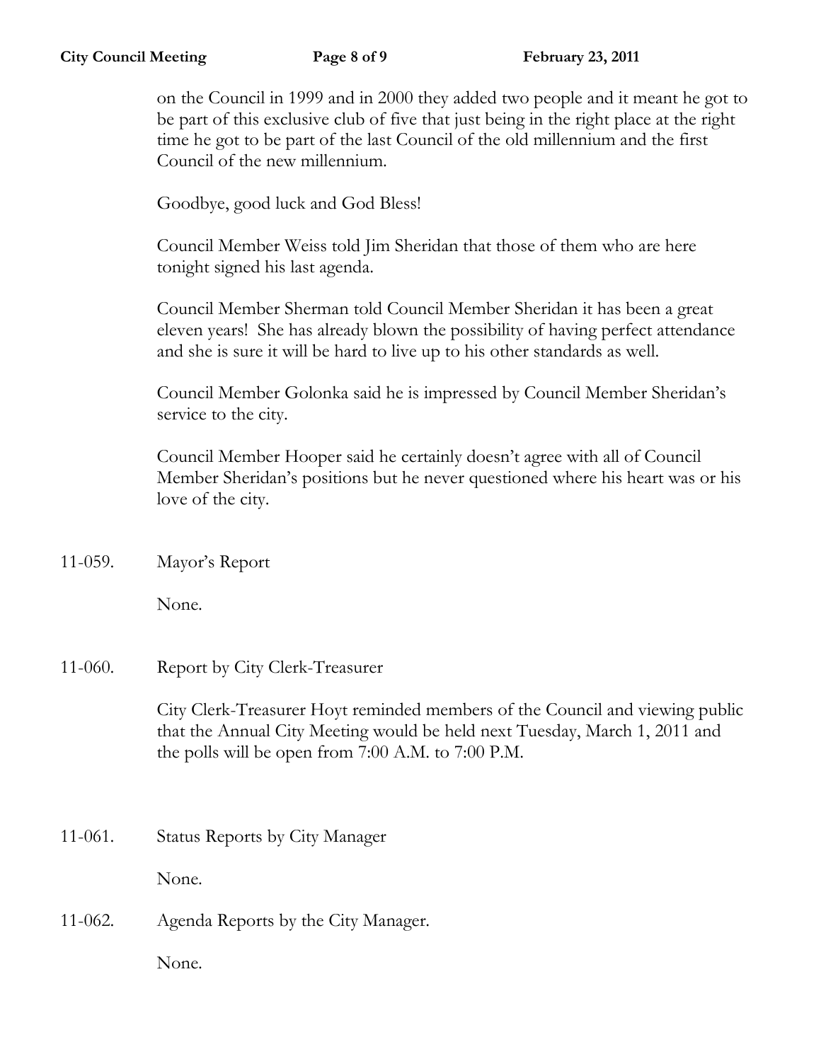on the Council in 1999 and in 2000 they added two people and it meant he got to be part of this exclusive club of five that just being in the right place at the right time he got to be part of the last Council of the old millennium and the first Council of the new millennium.

Goodbye, good luck and God Bless!

Council Member Weiss told Jim Sheridan that those of them who are here tonight signed his last agenda.

Council Member Sherman told Council Member Sheridan it has been a great eleven years! She has already blown the possibility of having perfect attendance and she is sure it will be hard to live up to his other standards as well.

Council Member Golonka said he is impressed by Council Member Sheridan's service to the city.

Council Member Hooper said he certainly doesn't agree with all of Council Member Sheridan's positions but he never questioned where his heart was or his love of the city.

11-059. Mayor's Report

None.

11-060. Report by City Clerk-Treasurer

City Clerk-Treasurer Hoyt reminded members of the Council and viewing public that the Annual City Meeting would be held next Tuesday, March 1, 2011 and the polls will be open from 7:00 A.M. to 7:00 P.M.

11-061. Status Reports by City Manager

None.

11-062. Agenda Reports by the City Manager.

None.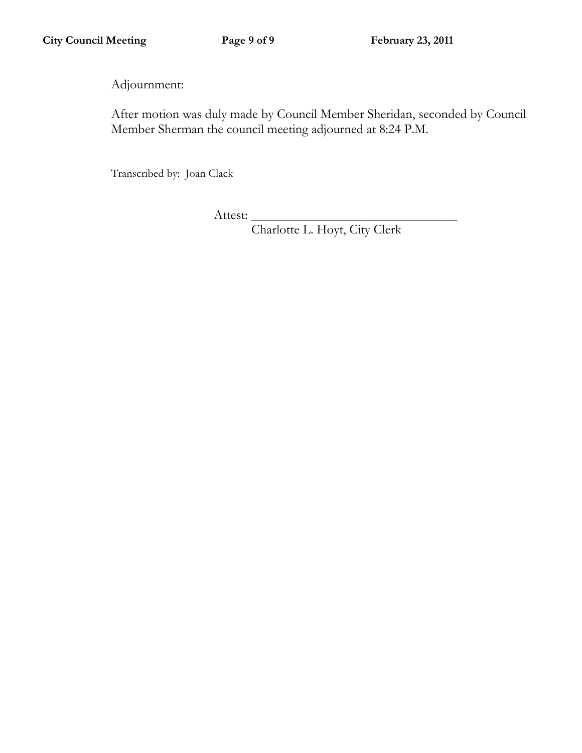Adjournment:

After motion was duly made by Council Member Sheridan, seconded by Council Member Sherman the council meeting adjourned at 8:24 P.M.

Transcribed by: Joan Clack

Attest: ________________________________
Charlotte L. Hoyt, City Clerk